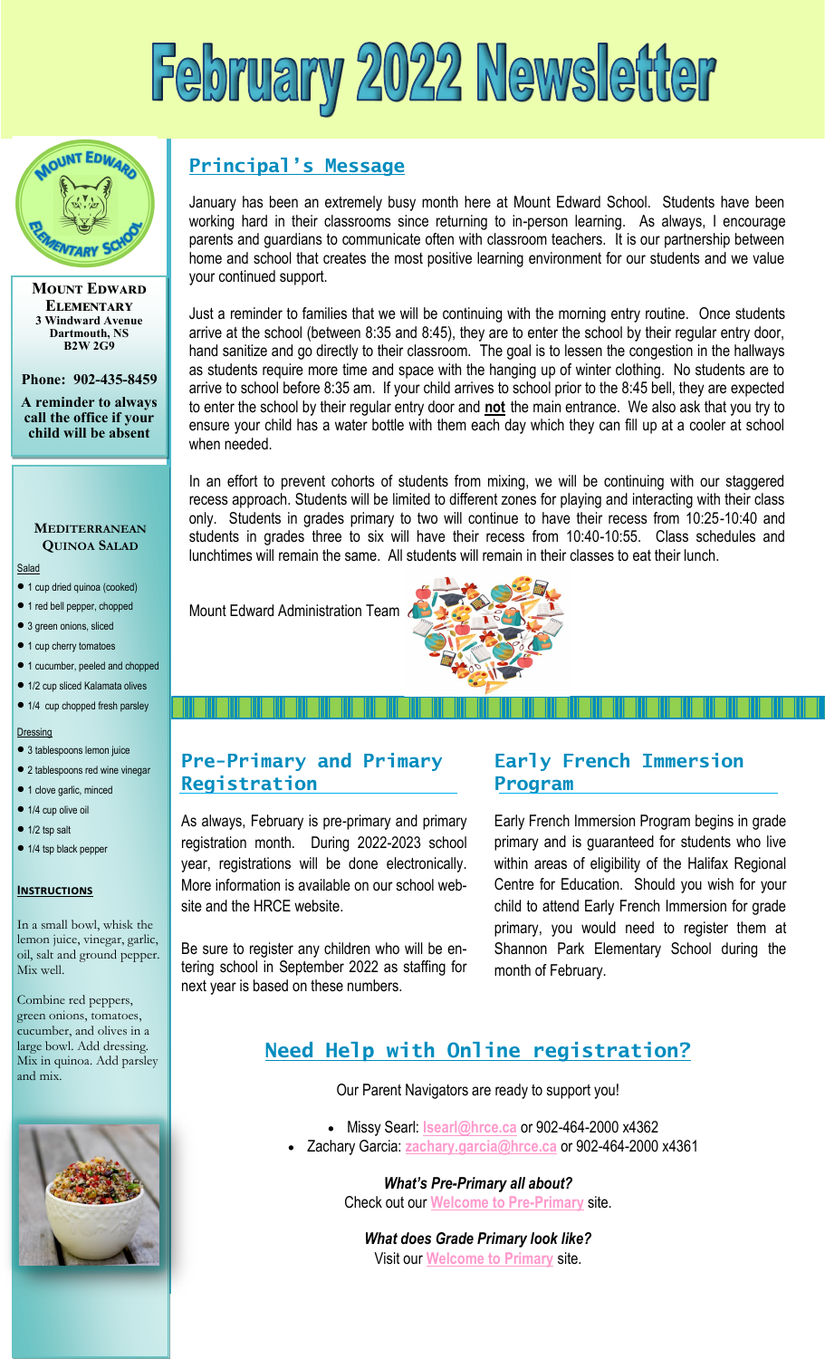# February 2022 Newsletter

**Mount Edward Elementary**
**3 Windward Avenue**
**Dartmouth, NS**
**B2W 2G9**

**Phone: 902-435-8459**

**A reminder to always call the office if your child will be absent**

## Principal's Message

January has been an extremely busy month here at Mount Edward School. Students have been working hard in their classrooms since returning to in-person learning. As always, I encourage parents and guardians to communicate often with classroom teachers. It is our partnership between home and school that creates the most positive learning environment for our students and we value your continued support.

Just a reminder to families that we will be continuing with the morning entry routine. Once students arrive at the school (between 8:35 and 8:45), they are to enter the school by their regular entry door, hand sanitize and go directly to their classroom. The goal is to lessen the congestion in the hallways as students require more time and space with the hanging up of winter clothing. No students are to arrive to school before 8:35 am. If your child arrives to school prior to the 8:45 bell, they are expected to enter the school by their regular entry door and **not** the main entrance. We also ask that you try to ensure your child has a water bottle with them each day which they can fill up at a cooler at school when needed.

In an effort to prevent cohorts of students from mixing, we will be continuing with our staggered recess approach. Students will be limited to different zones for playing and interacting with their class only. Students in grades primary to two will continue to have their recess from 10:25-10:40 and students in grades three to six will have their recess from 10:40-10:55. Class schedules and lunchtimes will remain the same. All students will remain in their classes to eat their lunch.

Mount Edward Administration Team

## Pre-Primary and Primary Registration

As always, February is pre-primary and primary registration month. During 2022-2023 school year, registrations will be done electronically. More information is available on our school website and the HRCE website.

Be sure to register any children who will be entering school in September 2022 as staffing for next year is based on these numbers.

## Early French Immersion Program

Early French Immersion Program begins in grade primary and is guaranteed for students who live within areas of eligibility of the Halifax Regional Centre for Education. Should you wish for your child to attend Early French Immersion for grade primary, you would need to register them at Shannon Park Elementary School during the month of February.

## Need Help with Online registration?

Our Parent Navigators are ready to support you!

- Missy Searl: lsearl@hrce.ca or 902-464-2000 x4362
- Zachary Garcia: zachary.garcia@hrce.ca or 902-464-2000 x4361

***What's Pre-Primary all about?***
Check out our Welcome to Pre-Primary site.

***What does Grade Primary look like?***
Visit our Welcome to Primary site.

### Mediterranean Quinoa Salad

Salad

- 1 cup dried quinoa (cooked)
- 1 red bell pepper, chopped
- 3 green onions, sliced
- 1 cup cherry tomatoes
- 1 cucumber, peeled and chopped
- 1/2 cup sliced Kalamata olives
- 1/4 cup chopped fresh parsley

Dressing

- 3 tablespoons lemon juice
- 2 tablespoons red wine vinegar
- 1 clove garlic, minced
- 1/4 cup olive oil
- 1/2 tsp salt
- 1/4 tsp black pepper

**Instructions**

In a small bowl, whisk the lemon juice, vinegar, garlic, oil, salt and ground pepper. Mix well.

Combine red peppers, green onions, tomatoes, cucumber, and olives in a large bowl. Add dressing. Mix in quinoa. Add parsley and mix.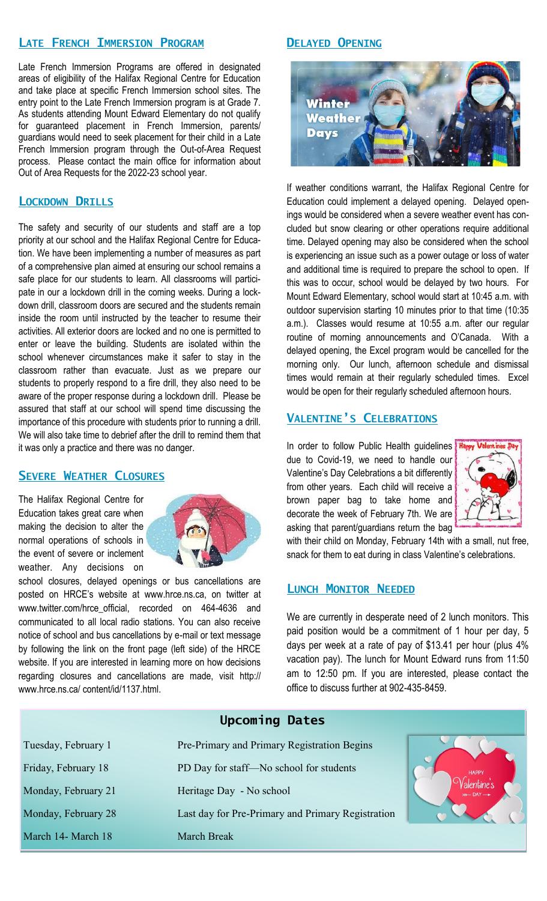## Late French Immersion Program

Late French Immersion Programs are offered in designated areas of eligibility of the Halifax Regional Centre for Education and take place at specific French Immersion school sites. The entry point to the Late French Immersion program is at Grade 7. As students attending Mount Edward Elementary do not qualify for guaranteed placement in French Immersion, parents/ guardians would need to seek placement for their child in a Late French Immersion program through the Out-of-Area Request process. Please contact the main office for information about Out of Area Requests for the 2022-23 school year.

## Lockdown Drills

The safety and security of our students and staff are a top priority at our school and the Halifax Regional Centre for Education. We have been implementing a number of measures as part of a comprehensive plan aimed at ensuring our school remains a safe place for our students to learn. All classrooms will participate in our a lockdown drill in the coming weeks. During a lockdown drill, classroom doors are secured and the students remain inside the room until instructed by the teacher to resume their activities. All exterior doors are locked and no one is permitted to enter or leave the building. Students are isolated within the school whenever circumstances make it safer to stay in the classroom rather than evacuate. Just as we prepare our students to properly respond to a fire drill, they also need to be aware of the proper response during a lockdown drill. Please be assured that staff at our school will spend time discussing the importance of this procedure with students prior to running a drill. We will also take time to debrief after the drill to remind them that it was only a practice and there was no danger.

## Severe Weather Closures

The Halifax Regional Centre for Education takes great care when making the decision to alter the normal operations of schools in the event of severe or inclement weather. Any decisions on school closures, delayed openings or bus cancellations are posted on HRCE's website at www.hrce.ns.ca, on twitter at www.twitter.com/hrce_official, recorded on 464-4636 and communicated to all local radio stations. You can also receive notice of school and bus cancellations by e-mail or text message by following the link on the front page (left side) of the HRCE website. If you are interested in learning more on how decisions regarding closures and cancellations are made, visit http:// www.hrce.ns.ca/ content/id/1137.html.

## Delayed Opening

Winter Weather Days

If weather conditions warrant, the Halifax Regional Centre for Education could implement a delayed opening. Delayed openings would be considered when a severe weather event has concluded but snow clearing or other operations require additional time. Delayed opening may also be considered when the school is experiencing an issue such as a power outage or loss of water and additional time is required to prepare the school to open. If this was to occur, school would be delayed by two hours. For Mount Edward Elementary, school would start at 10:45 a.m. with outdoor supervision starting 10 minutes prior to that time (10:35 a.m.). Classes would resume at 10:55 a.m. after our regular routine of morning announcements and O'Canada. With a delayed opening, the Excel program would be cancelled for the morning only. Our lunch, afternoon schedule and dismissal times would remain at their regularly scheduled times. Excel would be open for their regularly scheduled afternoon hours.

## Valentine's Celebrations

In order to follow Public Health guidelines due to Covid-19, we need to handle our Valentine's Day Celebrations a bit differently from other years. Each child will receive a brown paper bag to take home and decorate the week of February 7th. We are asking that parent/guardians return the bag with their child on Monday, February 14th with a small, nut free, snack for them to eat during in class Valentine's celebrations.

## Lunch Monitor Needed

We are currently in desperate need of 2 lunch monitors. This paid position would be a commitment of 1 hour per day, 5 days per week at a rate of pay of $13.41 per hour (plus 4% vacation pay). The lunch for Mount Edward runs from 11:50 am to 12:50 pm. If you are interested, please contact the office to discuss further at 902-435-8459.

## Upcoming Dates

| | |
|---|---|
| Tuesday, February 1 | Pre-Primary and Primary Registration Begins |
| Friday, February 18 | PD Day for staff—No school for students |
| Monday, February 21 | Heritage Day - No school |
| Monday, February 28 | Last day for Pre-Primary and Primary Registration |
| March 14- March 18 | March Break |